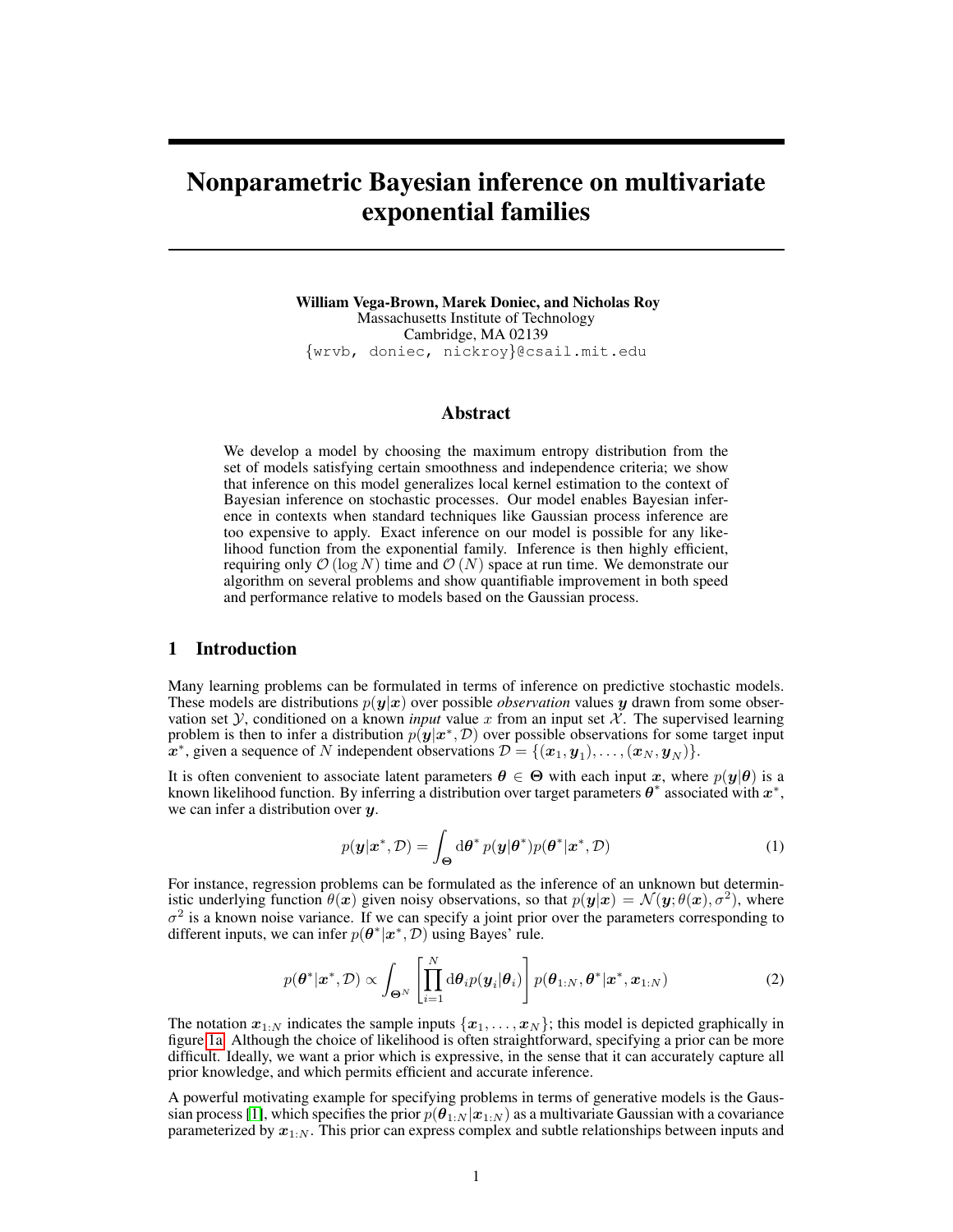# Nonparametric Bayesian inference on multivariate exponential families

**William Vega-Brown, Marek Doniec, and Nicholas Roy**
Massachusetts Institute of Technology
Cambridge, MA 02139
{wrvb, doniec, nickroy}@csail.mit.edu

## Abstract

We develop a model by choosing the maximum entropy distribution from the set of models satisfying certain smoothness and independence criteria; we show that inference on this model generalizes local kernel estimation to the context of Bayesian inference on stochastic processes. Our model enables Bayesian inference in contexts when standard techniques like Gaussian process inference are too expensive to apply. Exact inference on our model is possible for any likelihood function from the exponential family. Inference is then highly efficient, requiring only $\mathcal{O}(\log N)$ time and $\mathcal{O}(N)$ space at run time. We demonstrate our algorithm on several problems and show quantifiable improvement in both speed and performance relative to models based on the Gaussian process.

## 1 Introduction

Many learning problems can be formulated in terms of inference on predictive stochastic models. These models are distributions $p(\boldsymbol{y}|\boldsymbol{x})$ over possible *observation* values $\boldsymbol{y}$ drawn from some observation set $\mathcal{Y}$, conditioned on a known *input* value $x$ from an input set $\mathcal{X}$. The supervised learning problem is then to infer a distribution $p(\boldsymbol{y}|\boldsymbol{x}^*, \mathcal{D})$ over possible observations for some target input $\boldsymbol{x}^*$, given a sequence of $N$ independent observations $\mathcal{D} = \{(\boldsymbol{x}_1, \boldsymbol{y}_1), \ldots, (\boldsymbol{x}_N, \boldsymbol{y}_N)\}$.

It is often convenient to associate latent parameters $\boldsymbol{\theta} \in \boldsymbol{\Theta}$ with each input $\boldsymbol{x}$, where $p(\boldsymbol{y}|\boldsymbol{\theta})$ is a known likelihood function. By inferring a distribution over target parameters $\boldsymbol{\theta}^*$ associated with $\boldsymbol{x}^*$, we can infer a distribution over $\boldsymbol{y}$.

$$p(\boldsymbol{y}|\boldsymbol{x}^*, \mathcal{D}) = \int_{\boldsymbol{\Theta}} \mathrm{d}\boldsymbol{\theta}^* \, p(\boldsymbol{y}|\boldsymbol{\theta}^*) p(\boldsymbol{\theta}^*|\boldsymbol{x}^*, \mathcal{D}) \tag{1}$$

For instance, regression problems can be formulated as the inference of an unknown but deterministic underlying function $\theta(\boldsymbol{x})$ given noisy observations, so that $p(\boldsymbol{y}|\boldsymbol{x}) = \mathcal{N}(\boldsymbol{y}; \theta(\boldsymbol{x}), \sigma^2)$, where $\sigma^2$ is a known noise variance. If we can specify a joint prior over the parameters corresponding to different inputs, we can infer $p(\boldsymbol{\theta}^*|\boldsymbol{x}^*, \mathcal{D})$ using Bayes' rule.

$$p(\boldsymbol{\theta}^*|\boldsymbol{x}^*, \mathcal{D}) \propto \int_{\boldsymbol{\Theta}^N} \left[ \prod_{i=1}^{N} \mathrm{d}\boldsymbol{\theta}_i p(\boldsymbol{y}_i|\boldsymbol{\theta}_i) \right] p(\boldsymbol{\theta}_{1:N}, \boldsymbol{\theta}^*|\boldsymbol{x}^*, \boldsymbol{x}_{1:N}) \tag{2}$$

The notation $\boldsymbol{x}_{1:N}$ indicates the sample inputs $\{\boldsymbol{x}_1, \ldots, \boldsymbol{x}_N\}$; this model is depicted graphically in figure 1a. Although the choice of likelihood is often straightforward, specifying a prior can be more difficult. Ideally, we want a prior which is expressive, in the sense that it can accurately capture all prior knowledge, and which permits efficient and accurate inference.

A powerful motivating example for specifying problems in terms of generative models is the Gaussian process [1], which specifies the prior $p(\boldsymbol{\theta}_{1:N}|\boldsymbol{x}_{1:N})$ as a multivariate Gaussian with a covariance parameterized by $\boldsymbol{x}_{1:N}$. This prior can express complex and subtle relationships between inputs and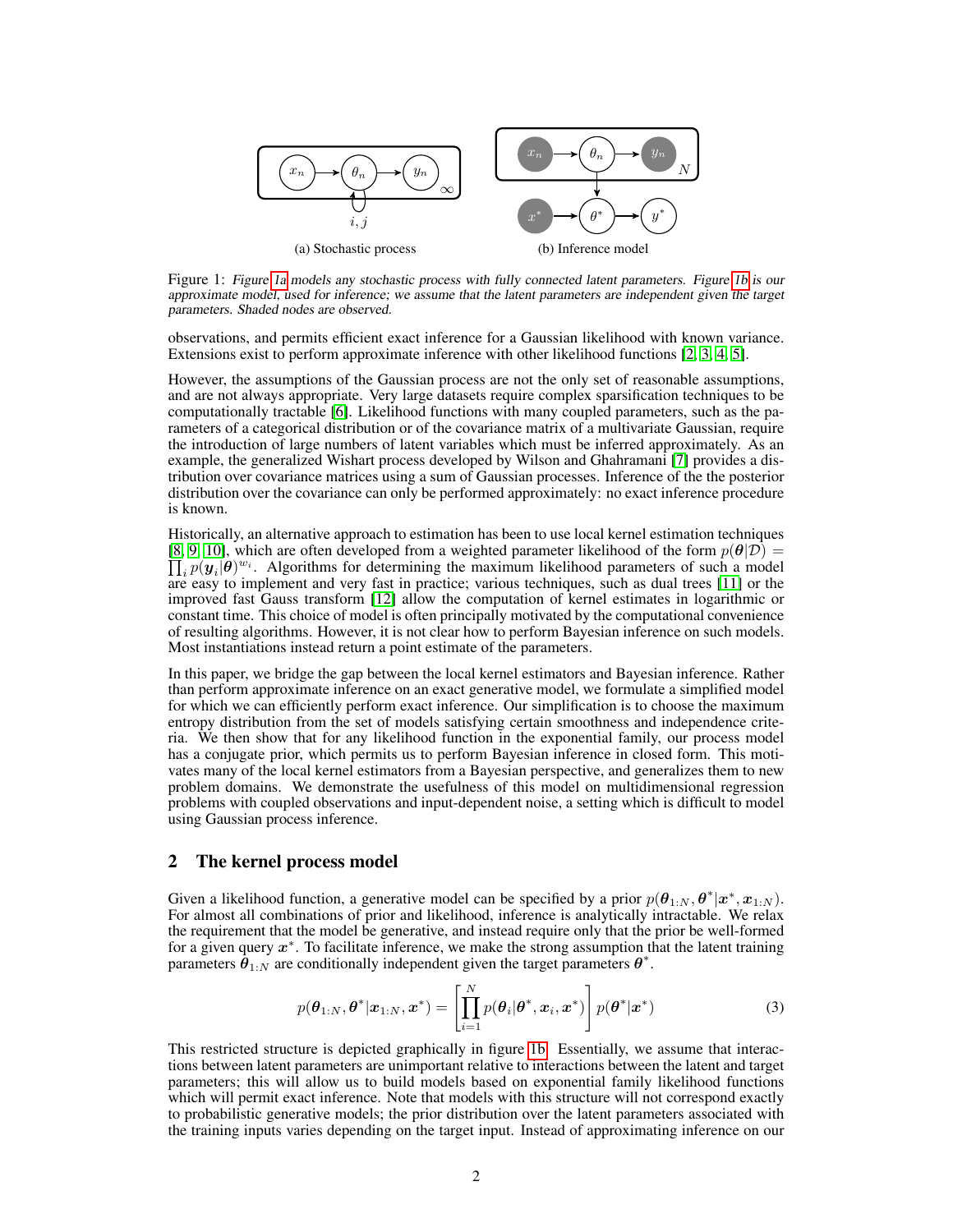(a) Stochastic process

(b) Inference model

Figure 1: *Figure 1a models any stochastic process with fully connected latent parameters. Figure 1b is our approximate model, used for inference; we assume that the latent parameters are independent given the target parameters. Shaded nodes are observed.*

observations, and permits efficient exact inference for a Gaussian likelihood with known variance. Extensions exist to perform approximate inference with other likelihood functions [2, 3, 4, 5].

However, the assumptions of the Gaussian process are not the only set of reasonable assumptions, and are not always appropriate. Very large datasets require complex sparsification techniques to be computationally tractable [6]. Likelihood functions with many coupled parameters, such as the parameters of a categorical distribution or of the covariance matrix of a multivariate Gaussian, require the introduction of large numbers of latent variables which must be inferred approximately. As an example, the generalized Wishart process developed by Wilson and Ghahramani [7] provides a distribution over covariance matrices using a sum of Gaussian processes. Inference of the the posterior distribution over the covariance can only be performed approximately: no exact inference procedure is known.

Historically, an alternative approach to estimation has been to use local kernel estimation techniques [8, 9, 10], which are often developed from a weighted parameter likelihood of the form $p(\boldsymbol{\theta}|\mathcal{D}) = \prod_i p(\boldsymbol{y}_i|\boldsymbol{\theta})^{w_i}$. Algorithms for determining the maximum likelihood parameters of such a model are easy to implement and very fast in practice; various techniques, such as dual trees [11] or the improved fast Gauss transform [12] allow the computation of kernel estimates in logarithmic or constant time. This choice of model is often principally motivated by the computational convenience of resulting algorithms. However, it is not clear how to perform Bayesian inference on such models. Most instantiations instead return a point estimate of the parameters.

In this paper, we bridge the gap between the local kernel estimators and Bayesian inference. Rather than perform approximate inference on an exact generative model, we formulate a simplified model for which we can efficiently perform exact inference. Our simplification is to choose the maximum entropy distribution from the set of models satisfying certain smoothness and independence criteria. We then show that for any likelihood function in the exponential family, our process model has a conjugate prior, which permits us to perform Bayesian inference in closed form. This motivates many of the local kernel estimators from a Bayesian perspective, and generalizes them to new problem domains. We demonstrate the usefulness of this model on multidimensional regression problems with coupled observations and input-dependent noise, a setting which is difficult to model using Gaussian process inference.

## 2 The kernel process model

Given a likelihood function, a generative model can be specified by a prior $p(\boldsymbol{\theta}_{1:N}, \boldsymbol{\theta}^*|\boldsymbol{x}^*, \boldsymbol{x}_{1:N})$. For almost all combinations of prior and likelihood, inference is analytically intractable. We relax the requirement that the model be generative, and instead require only that the prior be well-formed for a given query $\boldsymbol{x}^*$. To facilitate inference, we make the strong assumption that the latent training parameters $\boldsymbol{\theta}_{1:N}$ are conditionally independent given the target parameters $\boldsymbol{\theta}^*$.

$$p(\boldsymbol{\theta}_{1:N}, \boldsymbol{\theta}^*|\boldsymbol{x}_{1:N}, \boldsymbol{x}^*) = \left[\prod_{i=1}^{N} p(\boldsymbol{\theta}_i|\boldsymbol{\theta}^*, \boldsymbol{x}_i, \boldsymbol{x}^*)\right] p(\boldsymbol{\theta}^*|\boldsymbol{x}^*) \tag{3}$$

This restricted structure is depicted graphically in figure 1b. Essentially, we assume that interactions between latent parameters are unimportant relative to interactions between the latent and target parameters; this will allow us to build models based on exponential family likelihood functions which will permit exact inference. Note that models with this structure will not correspond exactly to probabilistic generative models; the prior distribution over the latent parameters associated with the training inputs varies depending on the target input. Instead of approximating inference on our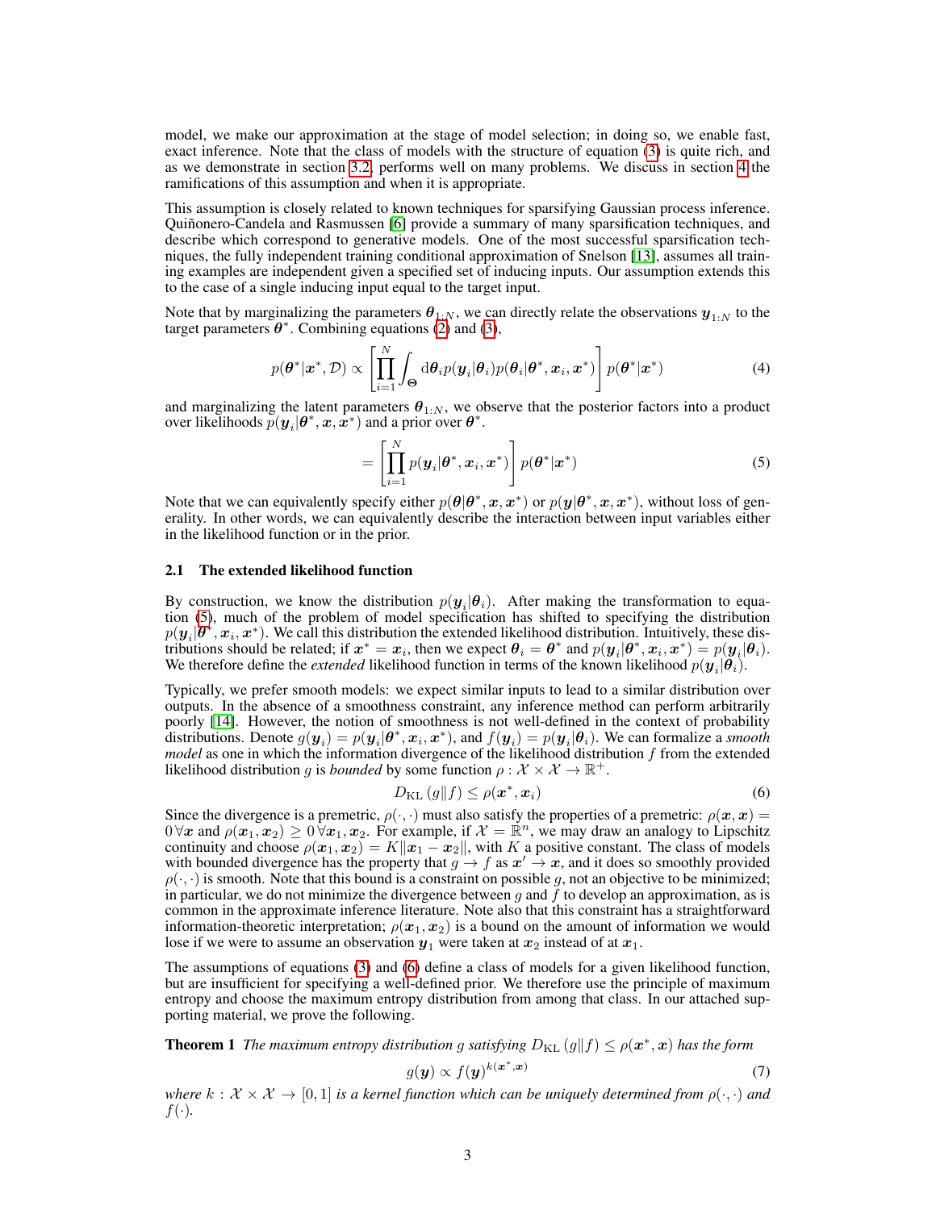model, we make our approximation at the stage of model selection; in doing so, we enable fast, exact inference. Note that the class of models with the structure of equation (3) is quite rich, and as we demonstrate in section 3.2, performs well on many problems. We discuss in section 4 the ramifications of this assumption and when it is appropriate.

This assumption is closely related to known techniques for sparsifying Gaussian process inference. Quiñonero-Candela and Rasmussen [6] provide a summary of many sparsification techniques, and describe which correspond to generative models. One of the most successful sparsification techniques, the fully independent training conditional approximation of Snelson [13], assumes all training examples are independent given a specified set of inducing inputs. Our assumption extends this to the case of a single inducing input equal to the target input.

Note that by marginalizing the parameters $\boldsymbol{\theta}_{1:N}$, we can directly relate the observations $\boldsymbol{y}_{1:N}$ to the target parameters $\boldsymbol{\theta}^*$. Combining equations (2) and (3),

$$p(\boldsymbol{\theta}^*|\boldsymbol{x}^*, \mathcal{D}) \propto \left[\prod_{i=1}^{N} \int_{\boldsymbol{\Theta}} \mathrm{d}\boldsymbol{\theta}_i p(\boldsymbol{y}_i|\boldsymbol{\theta}_i) p(\boldsymbol{\theta}_i|\boldsymbol{\theta}^*, \boldsymbol{x}_i, \boldsymbol{x}^*)\right] p(\boldsymbol{\theta}^*|\boldsymbol{x}^*) \tag{4}$$

and marginalizing the latent parameters $\boldsymbol{\theta}_{1:N}$, we observe that the posterior factors into a product over likelihoods $p(\boldsymbol{y}_i|\boldsymbol{\theta}^*, \boldsymbol{x}, \boldsymbol{x}^*)$ and a prior over $\boldsymbol{\theta}^*$.

$$= \left[\prod_{i=1}^{N} p(\boldsymbol{y}_i|\boldsymbol{\theta}^*, \boldsymbol{x}_i, \boldsymbol{x}^*)\right] p(\boldsymbol{\theta}^*|\boldsymbol{x}^*) \tag{5}$$

Note that we can equivalently specify either $p(\boldsymbol{\theta}|\boldsymbol{\theta}^*, \boldsymbol{x}, \boldsymbol{x}^*)$ or $p(\boldsymbol{y}|\boldsymbol{\theta}^*, \boldsymbol{x}, \boldsymbol{x}^*)$, without loss of generality. In other words, we can equivalently describe the interaction between input variables either in the likelihood function or in the prior.

### 2.1 The extended likelihood function

By construction, we know the distribution $p(\boldsymbol{y}_i|\boldsymbol{\theta}_i)$. After making the transformation to equation (5), much of the problem of model specification has shifted to specifying the distribution $p(\boldsymbol{y}_i|\boldsymbol{\theta}^*, \boldsymbol{x}_i, \boldsymbol{x}^*)$. We call this distribution the extended likelihood distribution. Intuitively, these distributions should be related; if $\boldsymbol{x}^* = \boldsymbol{x}_i$, then we expect $\boldsymbol{\theta}_i = \boldsymbol{\theta}^*$ and $p(\boldsymbol{y}_i|\boldsymbol{\theta}^*, \boldsymbol{x}_i, \boldsymbol{x}^*) = p(\boldsymbol{y}_i|\boldsymbol{\theta}_i)$. We therefore define the *extended* likelihood function in terms of the known likelihood $p(\boldsymbol{y}_i|\boldsymbol{\theta}_i)$.

Typically, we prefer smooth models: we expect similar inputs to lead to a similar distribution over outputs. In the absence of a smoothness constraint, any inference method can perform arbitrarily poorly [14]. However, the notion of smoothness is not well-defined in the context of probability distributions. Denote $g(\boldsymbol{y}_i) = p(\boldsymbol{y}_i|\boldsymbol{\theta}^*, \boldsymbol{x}_i, \boldsymbol{x}^*)$, and $f(\boldsymbol{y}_i) = p(\boldsymbol{y}_i|\boldsymbol{\theta}_i)$. We can formalize a *smooth model* as one in which the information divergence of the likelihood distribution $f$ from the extended likelihood distribution $g$ is *bounded* by some function $\rho : \mathcal{X} \times \mathcal{X} \to \mathbb{R}^+$.

$$D_{\mathrm{KL}}\left(g \| f\right) \leq \rho(\boldsymbol{x}^*, \boldsymbol{x}_i) \tag{6}$$

Since the divergence is a premetric, $\rho(\cdot,\cdot)$ must also satisfy the properties of a premetric: $\rho(\boldsymbol{x}, \boldsymbol{x}) = 0\,\forall \boldsymbol{x}$ and $\rho(\boldsymbol{x}_1, \boldsymbol{x}_2) \geq 0\,\forall \boldsymbol{x}_1, \boldsymbol{x}_2$. For example, if $\mathcal{X} = \mathbb{R}^n$, we may draw an analogy to Lipschitz continuity and choose $\rho(\boldsymbol{x}_1, \boldsymbol{x}_2) = K\|\boldsymbol{x}_1 - \boldsymbol{x}_2\|$, with $K$ a positive constant. The class of models with bounded divergence has the property that $g \to f$ as $\boldsymbol{x}' \to \boldsymbol{x}$, and it does so smoothly provided $\rho(\cdot,\cdot)$ is smooth. Note that this bound is a constraint on possible $g$, not an objective to be minimized; in particular, we do not minimize the divergence between $g$ and $f$ to develop an approximation, as is common in the approximate inference literature. Note also that this constraint has a straightforward information-theoretic interpretation; $\rho(\boldsymbol{x}_1, \boldsymbol{x}_2)$ is a bound on the amount of information we would lose if we were to assume an observation $\boldsymbol{y}_1$ were taken at $\boldsymbol{x}_2$ instead of at $\boldsymbol{x}_1$.

The assumptions of equations (3) and (6) define a class of models for a given likelihood function, but are insufficient for specifying a well-defined prior. We therefore use the principle of maximum entropy and choose the maximum entropy distribution from among that class. In our attached supporting material, we prove the following.

**Theorem 1** *The maximum entropy distribution $g$ satisfying $D_{\mathrm{KL}}\left(g\|f\right) \leq \rho(\boldsymbol{x}^*, \boldsymbol{x})$ has the form*

$$g(\boldsymbol{y}) \propto f(\boldsymbol{y})^{k(\boldsymbol{x}^*, \boldsymbol{x})} \tag{7}$$

*where $k : \mathcal{X} \times \mathcal{X} \to [0, 1]$ is a kernel function which can be uniquely determined from $\rho(\cdot,\cdot)$ and $f(\cdot)$.*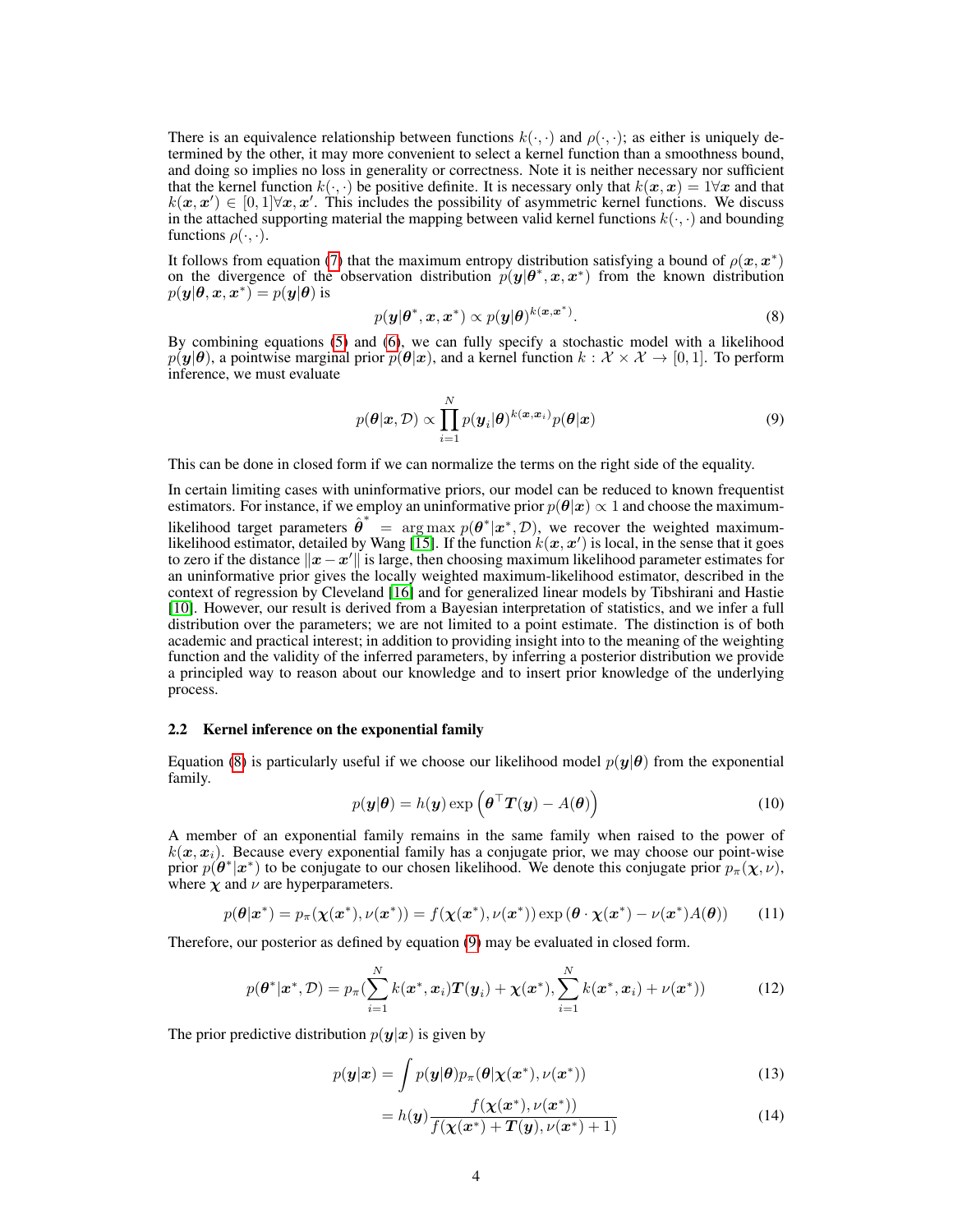There is an equivalence relationship between functions $k(\cdot,\cdot)$ and $\rho(\cdot,\cdot)$; as either is uniquely determined by the other, it may more convenient to select a kernel function than a smoothness bound, and doing so implies no loss in generality or correctness. Note it is neither necessary nor sufficient that the kernel function $k(\cdot,\cdot)$ be positive definite. It is necessary only that $k(\boldsymbol{x},\boldsymbol{x}) = 1 \forall \boldsymbol{x}$ and that $k(\boldsymbol{x},\boldsymbol{x}') \in [0,1] \forall \boldsymbol{x},\boldsymbol{x}'$. This includes the possibility of asymmetric kernel functions. We discuss in the attached supporting material the mapping between valid kernel functions $k(\cdot)$ and bounding functions $\rho(\cdot,\cdot)$.

It follows from equation (7) that the maximum entropy distribution satisfying a bound of $\rho(\boldsymbol{x},\boldsymbol{x}^*)$ on the divergence of the observation distribution $p(\boldsymbol{y}|\boldsymbol{\theta}^*,\boldsymbol{x},\boldsymbol{x}^*)$ from the known distribution $p(\boldsymbol{y}|\boldsymbol{\theta},\boldsymbol{x},\boldsymbol{x}^*) = p(\boldsymbol{y}|\boldsymbol{\theta})$ is

$$p(\boldsymbol{y}|\boldsymbol{\theta}^*,\boldsymbol{x},\boldsymbol{x}^*) \propto p(\boldsymbol{y}|\boldsymbol{\theta})^{k(\boldsymbol{x},\boldsymbol{x}^*)}. \tag{8}$$

By combining equations (5) and (6), we can fully specify a stochastic model with a likelihood $p(\boldsymbol{y}|\boldsymbol{\theta})$, a pointwise marginal prior $p(\boldsymbol{\theta}|\boldsymbol{x})$, and a kernel function $k : \mathcal{X} \times \mathcal{X} \to [0,1]$. To perform inference, we must evaluate

$$p(\boldsymbol{\theta}|\boldsymbol{x},\mathcal{D}) \propto \prod_{i=1}^{N} p(\boldsymbol{y}_i|\boldsymbol{\theta})^{k(\boldsymbol{x},\boldsymbol{x}_i)} p(\boldsymbol{\theta}|\boldsymbol{x}) \tag{9}$$

This can be done in closed form if we can normalize the terms on the right side of the equality.

In certain limiting cases with uninformative priors, our model can be reduced to known frequentist estimators. For instance, if we employ an uninformative prior $p(\boldsymbol{\theta}|\boldsymbol{x}) \propto 1$ and choose the maximum-likelihood target parameters $\hat{\boldsymbol{\theta}}^* = \arg\max\, p(\boldsymbol{\theta}^*|\boldsymbol{x}^*,\mathcal{D})$, we recover the weighted maximum-likelihood estimator, detailed by Wang [15]. If the function $k(\boldsymbol{x},\boldsymbol{x}')$ is local, in the sense that it goes to zero if the distance $\|\boldsymbol{x} - \boldsymbol{x}'\|$ is large, then choosing maximum likelihood parameter estimates for an uninformative prior gives the locally weighted maximum-likelihood estimator, described in the context of regression by Cleveland [16] and for generalized linear models by Tibshirani and Hastie [10]. However, our result is derived from a Bayesian interpretation of statistics, and we infer a full distribution over the parameters; we are not limited to a point estimate. The distinction is of both academic and practical interest; in addition to providing insight into to the meaning of the weighting function and the validity of the inferred parameters, by inferring a posterior distribution we provide a principled way to reason about our knowledge and to insert prior knowledge of the underlying process.

### 2.2 Kernel inference on the exponential family

Equation (8) is particularly useful if we choose our likelihood model $p(\boldsymbol{y}|\boldsymbol{\theta})$ from the exponential family.

$$p(\boldsymbol{y}|\boldsymbol{\theta}) = h(\boldsymbol{y}) \exp\left(\boldsymbol{\theta}^\top \boldsymbol{T}(\boldsymbol{y}) - A(\boldsymbol{\theta})\right) \tag{10}$$

A member of an exponential family remains in the same family when raised to the power of $k(\boldsymbol{x},\boldsymbol{x}_i)$. Because every exponential family has a conjugate prior, we may choose our point-wise prior $p(\boldsymbol{\theta}^*|\boldsymbol{x}^*)$ to be conjugate to our chosen likelihood. We denote this conjugate prior $p_\pi(\boldsymbol{\chi},\nu)$, where $\boldsymbol{\chi}$ and $\nu$ are hyperparameters.

$$p(\boldsymbol{\theta}|\boldsymbol{x}^*) = p_\pi(\boldsymbol{\chi}(\boldsymbol{x}^*),\nu(\boldsymbol{x}^*)) = f(\boldsymbol{\chi}(\boldsymbol{x}^*),\nu(\boldsymbol{x}^*)) \exp\left(\boldsymbol{\theta} \cdot \boldsymbol{\chi}(\boldsymbol{x}^*) - \nu(\boldsymbol{x}^*)A(\boldsymbol{\theta})\right) \tag{11}$$

Therefore, our posterior as defined by equation (9) may be evaluated in closed form.

$$p(\boldsymbol{\theta}^*|\boldsymbol{x}^*,\mathcal{D}) = p_\pi\left(\sum_{i=1}^{N} k(\boldsymbol{x}^*,\boldsymbol{x}_i)\boldsymbol{T}(\boldsymbol{y}_i) + \boldsymbol{\chi}(\boldsymbol{x}^*), \sum_{i=1}^{N} k(\boldsymbol{x}^*,\boldsymbol{x}_i) + \nu(\boldsymbol{x}^*)\right) \tag{12}$$

The prior predictive distribution $p(\boldsymbol{y}|\boldsymbol{x})$ is given by

$$p(\boldsymbol{y}|\boldsymbol{x}) = \int p(\boldsymbol{y}|\boldsymbol{\theta}) p_\pi(\boldsymbol{\theta}|\boldsymbol{\chi}(\boldsymbol{x}^*),\nu(\boldsymbol{x}^*)) \tag{13}$$

$$= h(\boldsymbol{y}) \frac{f(\boldsymbol{\chi}(\boldsymbol{x}^*),\nu(\boldsymbol{x}^*))}{f(\boldsymbol{\chi}(\boldsymbol{x}^*) + \boldsymbol{T}(\boldsymbol{y}),\nu(\boldsymbol{x}^*) + 1)} \tag{14}$$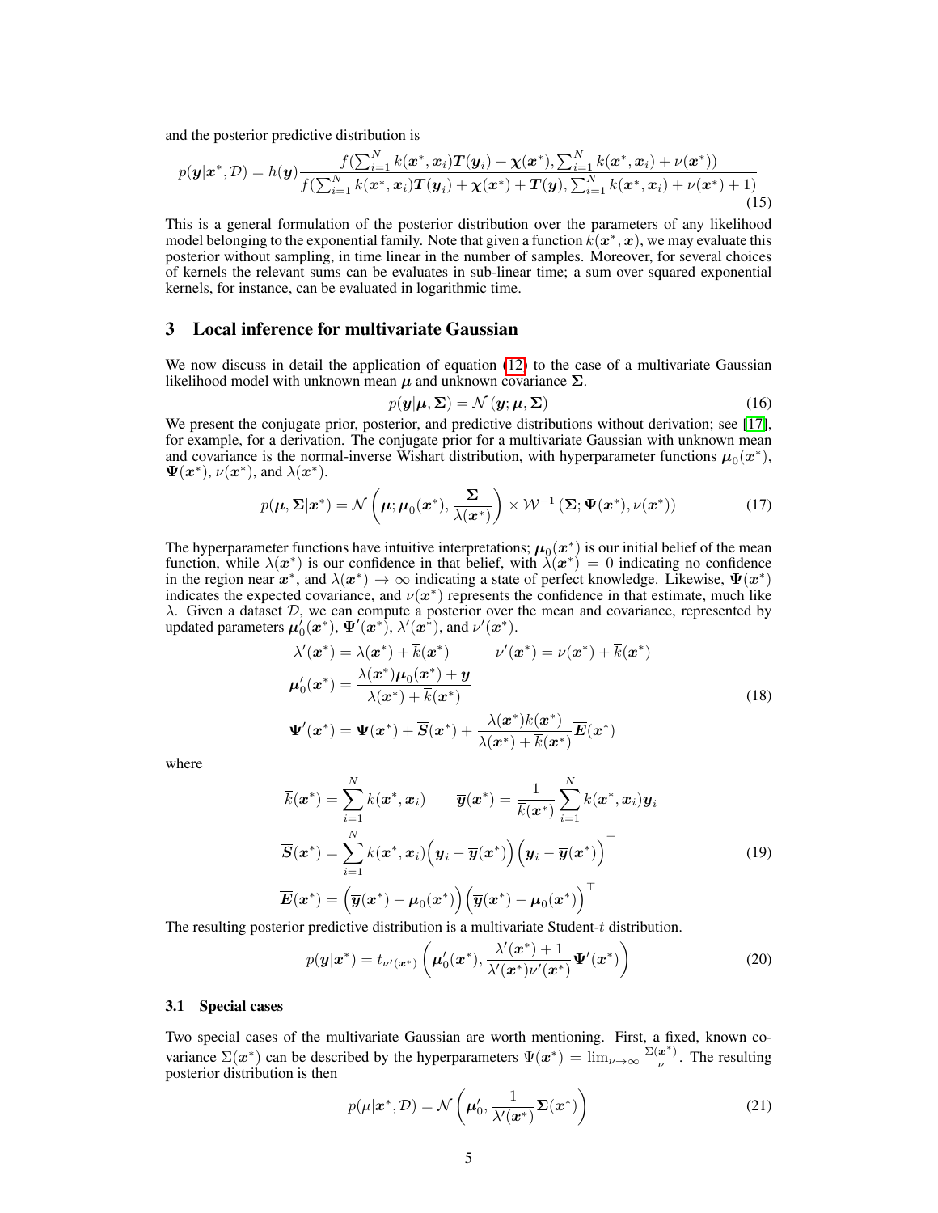and the posterior predictive distribution is

$$p(\boldsymbol{y}|\boldsymbol{x}^*, \mathcal{D}) = h(\boldsymbol{y}) \frac{f(\sum_{i=1}^N k(\boldsymbol{x}^*, \boldsymbol{x}_i)\boldsymbol{T}(\boldsymbol{y}_i) + \boldsymbol{\chi}(\boldsymbol{x}^*), \sum_{i=1}^N k(\boldsymbol{x}^*, \boldsymbol{x}_i) + \nu(\boldsymbol{x}^*))}{f(\sum_{i=1}^N k(\boldsymbol{x}^*, \boldsymbol{x}_i)\boldsymbol{T}(\boldsymbol{y}_i) + \boldsymbol{\chi}(\boldsymbol{x}^*) + \boldsymbol{T}(\boldsymbol{y}), \sum_{i=1}^N k(\boldsymbol{x}^*, \boldsymbol{x}_i) + \nu(\boldsymbol{x}^*) + 1)} \tag{15}$$

This is a general formulation of the posterior distribution over the parameters of any likelihood model belonging to the exponential family. Note that given a function $k(\boldsymbol{x}^*, \boldsymbol{x})$, we may evaluate this posterior without sampling, in time linear in the number of samples. Moreover, for several choices of kernels the relevant sums can be evaluates in sub-linear time; a sum over squared exponential kernels, for instance, can be evaluated in logarithmic time.

## 3 Local inference for multivariate Gaussian

We now discuss in detail the application of equation (12) to the case of a multivariate Gaussian likelihood model with unknown mean $\boldsymbol{\mu}$ and unknown covariance $\boldsymbol{\Sigma}$.

$$p(\boldsymbol{y}|\boldsymbol{\mu}, \boldsymbol{\Sigma}) = \mathcal{N}(\boldsymbol{y}; \boldsymbol{\mu}, \boldsymbol{\Sigma}) \tag{16}$$

We present the conjugate prior, posterior, and predictive distributions without derivation; see [17], for example, for a derivation. The conjugate prior for a multivariate Gaussian with unknown mean and covariance is the normal-inverse Wishart distribution, with hyperparameter functions $\boldsymbol{\mu}_0(\boldsymbol{x}^*)$, $\boldsymbol{\Psi}(\boldsymbol{x}^*)$, $\nu(\boldsymbol{x}^*)$, and $\lambda(\boldsymbol{x}^*)$.

$$p(\boldsymbol{\mu}, \boldsymbol{\Sigma}|\boldsymbol{x}^*) = \mathcal{N}\left(\boldsymbol{\mu}; \boldsymbol{\mu}_0(\boldsymbol{x}^*), \frac{\boldsymbol{\Sigma}}{\lambda(\boldsymbol{x}^*)}\right) \times \mathcal{W}^{-1}\left(\boldsymbol{\Sigma}; \boldsymbol{\Psi}(\boldsymbol{x}^*), \nu(\boldsymbol{x}^*)\right) \tag{17}$$

The hyperparameter functions have intuitive interpretations; $\boldsymbol{\mu}_0(\boldsymbol{x}^*)$ is our initial belief of the mean function, while $\lambda(\boldsymbol{x}^*)$ is our confidence in that belief, with $\lambda(\boldsymbol{x}^*) = 0$ indicating no confidence in the region near $\boldsymbol{x}^*$, and $\lambda(\boldsymbol{x}^*) \to \infty$ indicating a state of perfect knowledge. Likewise, $\boldsymbol{\Psi}(\boldsymbol{x}^*)$ indicates the expected covariance, and $\nu(\boldsymbol{x}^*)$ represents the confidence in that estimate, much like $\lambda$. Given a dataset $\mathcal{D}$, we can compute a posterior over the mean and covariance, represented by updated parameters $\boldsymbol{\mu}_0'(\boldsymbol{x}^*)$, $\boldsymbol{\Psi}'(\boldsymbol{x}^*)$, $\lambda'(\boldsymbol{x}^*)$, and $\nu'(\boldsymbol{x}^*)$.

$$\begin{aligned}
\lambda'(\boldsymbol{x}^*) &= \lambda(\boldsymbol{x}^*) + \overline{k}(\boldsymbol{x}^*) \qquad \nu'(\boldsymbol{x}^*) = \nu(\boldsymbol{x}^*) + \overline{k}(\boldsymbol{x}^*) \\
\boldsymbol{\mu}_0'(\boldsymbol{x}^*) &= \frac{\lambda(\boldsymbol{x}^*)\boldsymbol{\mu}_0(\boldsymbol{x}^*) + \overline{\boldsymbol{y}}}{\lambda(\boldsymbol{x}^*) + \overline{k}(\boldsymbol{x}^*)} \\
\boldsymbol{\Psi}'(\boldsymbol{x}^*) &= \boldsymbol{\Psi}(\boldsymbol{x}^*) + \overline{\boldsymbol{S}}(\boldsymbol{x}^*) + \frac{\lambda(\boldsymbol{x}^*)\overline{k}(\boldsymbol{x}^*)}{\lambda(\boldsymbol{x}^*) + \overline{k}(\boldsymbol{x}^*)}\overline{\boldsymbol{E}}(\boldsymbol{x}^*)
\end{aligned} \tag{18}$$

where

$$\begin{aligned}
\overline{k}(\boldsymbol{x}^*) &= \sum_{i=1}^N k(\boldsymbol{x}^*, \boldsymbol{x}_i) \qquad \overline{\boldsymbol{y}}(\boldsymbol{x}^*) = \frac{1}{\overline{k}(\boldsymbol{x}^*)}\sum_{i=1}^N k(\boldsymbol{x}^*, \boldsymbol{x}_i)\boldsymbol{y}_i \\
\overline{\boldsymbol{S}}(\boldsymbol{x}^*) &= \sum_{i=1}^N k(\boldsymbol{x}^*, \boldsymbol{x}_i)\Big(\boldsymbol{y}_i - \overline{\boldsymbol{y}}(\boldsymbol{x}^*)\Big)\Big(\boldsymbol{y}_i - \overline{\boldsymbol{y}}(\boldsymbol{x}^*)\Big)^\top \\
\overline{\boldsymbol{E}}(\boldsymbol{x}^*) &= \Big(\overline{\boldsymbol{y}}(\boldsymbol{x}^*) - \boldsymbol{\mu}_0(\boldsymbol{x}^*)\Big)\Big(\overline{\boldsymbol{y}}(\boldsymbol{x}^*) - \boldsymbol{\mu}_0(\boldsymbol{x}^*)\Big)^\top
\end{aligned} \tag{19}$$

The resulting posterior predictive distribution is a multivariate Student-$t$ distribution.

$$p(\boldsymbol{y}|\boldsymbol{x}^*) = t_{\nu'(\boldsymbol{x}^*)}\left(\boldsymbol{\mu}_0'(\boldsymbol{x}^*), \frac{\lambda'(\boldsymbol{x}^*) + 1}{\lambda'(\boldsymbol{x}^*)\nu'(\boldsymbol{x}^*)}\boldsymbol{\Psi}'(\boldsymbol{x}^*)\right) \tag{20}$$

### 3.1 Special cases

Two special cases of the multivariate Gaussian are worth mentioning. First, a fixed, known covariance $\Sigma(\boldsymbol{x}^*)$ can be described by the hyperparameters $\Psi(\boldsymbol{x}^*) = \lim_{\nu\to\infty} \frac{\Sigma(\boldsymbol{x}^*)}{\nu}$. The resulting posterior distribution is then

$$p(\mu|\boldsymbol{x}^*, \mathcal{D}) = \mathcal{N}\left(\boldsymbol{\mu}_0', \frac{1}{\lambda'(\boldsymbol{x}^*)}\boldsymbol{\Sigma}(\boldsymbol{x}^*)\right) \tag{21}$$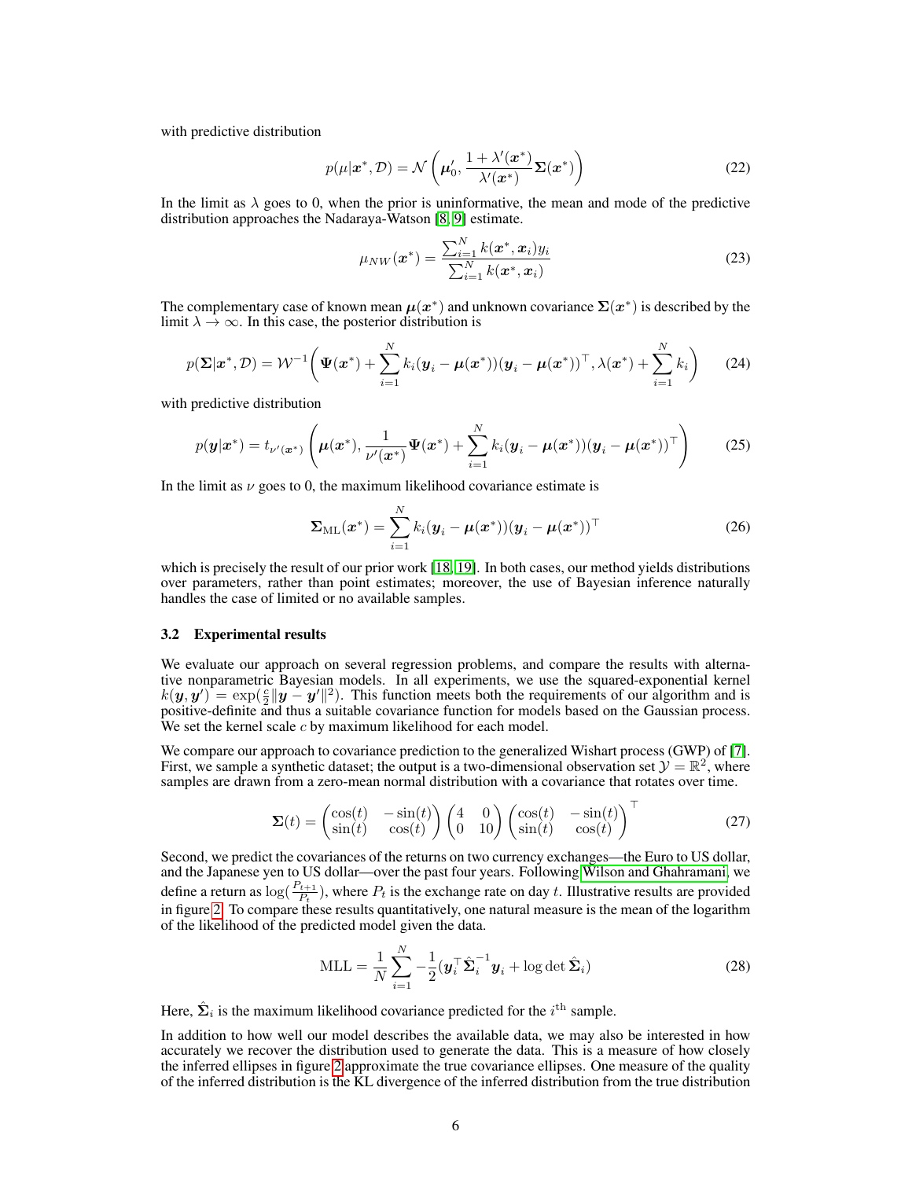with predictive distribution

$$p(\mu|\boldsymbol{x}^*, \mathcal{D}) = \mathcal{N}\left(\boldsymbol{\mu}_0', \frac{1 + \lambda'(\boldsymbol{x}^*)}{\lambda'(\boldsymbol{x}^*)}\boldsymbol{\Sigma}(\boldsymbol{x}^*)\right) \tag{22}$$

In the limit as $\lambda$ goes to 0, when the prior is uninformative, the mean and mode of the predictive distribution approaches the Nadaraya-Watson [8, 9] estimate.

$$\mu_{NW}(\boldsymbol{x}^*) = \frac{\sum_{i=1}^N k(\boldsymbol{x}^*, \boldsymbol{x}_i) y_i}{\sum_{i=1}^N k(\boldsymbol{x}^*, \boldsymbol{x}_i)} \tag{23}$$

The complementary case of known mean $\boldsymbol{\mu}(\boldsymbol{x}^*)$ and unknown covariance $\boldsymbol{\Sigma}(\boldsymbol{x}^*)$ is described by the limit $\lambda \to \infty$. In this case, the posterior distribution is

$$p(\boldsymbol{\Sigma}|\boldsymbol{x}^*, \mathcal{D}) = \mathcal{W}^{-1}\left(\boldsymbol{\Psi}(\boldsymbol{x}^*) + \sum_{i=1}^N k_i(\boldsymbol{y}_i - \boldsymbol{\mu}(\boldsymbol{x}^*))(\boldsymbol{y}_i - \boldsymbol{\mu}(\boldsymbol{x}^*))^\top, \lambda(\boldsymbol{x}^*) + \sum_{i=1}^N k_i\right) \tag{24}$$

with predictive distribution

$$p(\boldsymbol{y}|\boldsymbol{x}^*) = t_{\nu'(\boldsymbol{x}^*)}\left(\boldsymbol{\mu}(\boldsymbol{x}^*), \frac{1}{\nu'(\boldsymbol{x}^*)}\boldsymbol{\Psi}(\boldsymbol{x}^*) + \sum_{i=1}^N k_i(\boldsymbol{y}_i - \boldsymbol{\mu}(\boldsymbol{x}^*))(\boldsymbol{y}_i - \boldsymbol{\mu}(\boldsymbol{x}^*))^\top\right) \tag{25}$$

In the limit as $\nu$ goes to 0, the maximum likelihood covariance estimate is

$$\boldsymbol{\Sigma}_{\text{ML}}(\boldsymbol{x}^*) = \sum_{i=1}^N k_i(\boldsymbol{y}_i - \boldsymbol{\mu}(\boldsymbol{x}^*))(\boldsymbol{y}_i - \boldsymbol{\mu}(\boldsymbol{x}^*))^\top \tag{26}$$

which is precisely the result of our prior work [18, 19]. In both cases, our method yields distributions over parameters, rather than point estimates; moreover, the use of Bayesian inference naturally handles the case of limited or no available samples.

### 3.2 Experimental results

We evaluate our approach on several regression problems, and compare the results with alternative nonparametric Bayesian models. In all experiments, we use the squared-exponential kernel $k(\boldsymbol{y}, \boldsymbol{y}') = \exp(\frac{c}{2}\|\boldsymbol{y} - \boldsymbol{y}'\|^2)$. This function meets both the requirements of our algorithm and is positive-definite and thus a suitable covariance function for models based on the Gaussian process. We set the kernel scale $c$ by maximum likelihood for each model.

We compare our approach to covariance prediction to the generalized Wishart process (GWP) of [7]. First, we sample a synthetic dataset; the output is a two-dimensional observation set $\mathcal{Y} = \mathbb{R}^2$, where samples are drawn from a zero-mean normal distribution with a covariance that rotates over time.

$$\boldsymbol{\Sigma}(t) = \begin{pmatrix} \cos(t) & -\sin(t) \\ \sin(t) & \cos(t) \end{pmatrix} \begin{pmatrix} 4 & 0 \\ 0 & 10 \end{pmatrix} \begin{pmatrix} \cos(t) & -\sin(t) \\ \sin(t) & \cos(t) \end{pmatrix}^\top \tag{27}$$

Second, we predict the covariances of the returns on two currency exchanges—the Euro to US dollar, and the Japanese yen to US dollar—over the past four years. Following Wilson and Ghahramani, we define a return as $\log(\frac{P_{t+1}}{P_t})$, where $P_t$ is the exchange rate on day $t$. Illustrative results are provided in figure 2. To compare these results quantitatively, one natural measure is the mean of the logarithm of the likelihood of the predicted model given the data.

$$\text{MLL} = \frac{1}{N}\sum_{i=1}^N -\frac{1}{2}(\boldsymbol{y}_i^\top \hat{\boldsymbol{\Sigma}}_i^{-1}\boldsymbol{y}_i + \log\det\hat{\boldsymbol{\Sigma}}_i) \tag{28}$$

Here, $\hat{\boldsymbol{\Sigma}}_i$ is the maximum likelihood covariance predicted for the $i^{\text{th}}$ sample.

In addition to how well our model describes the available data, we may also be interested in how accurately we recover the distribution used to generate the data. This is a measure of how closely the inferred ellipses in figure 2 approximate the true covariance ellipses. One measure of the quality of the inferred distribution is the KL divergence of the inferred distribution from the true distribution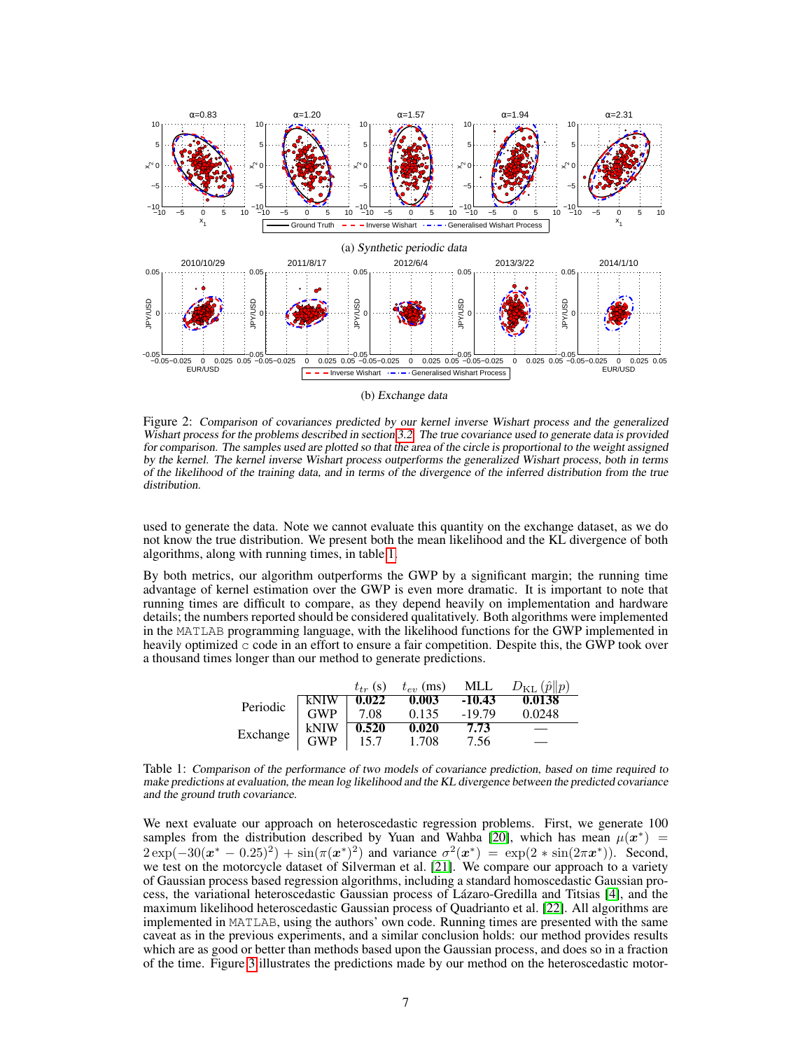(a) *Synthetic periodic data*

(b) *Exchange data*

Figure 2: *Comparison of covariances predicted by our kernel inverse Wishart process and the generalized Wishart process for the problems described in section 3.2. The true covariance used to generate data is provided for comparison. The samples used are plotted so that the area of the circle is proportional to the weight assigned by the kernel. The kernel inverse Wishart process outperforms the generalized Wishart process, both in terms of the likelihood of the training data, and in terms of the divergence of the inferred distribution from the true distribution.*

used to generate the data. Note we cannot evaluate this quantity on the exchange dataset, as we do not know the true distribution. We present both the mean likelihood and the KL divergence of both algorithms, along with running times, in table 1.

By both metrics, our algorithm outperforms the GWP by a significant margin; the running time advantage of kernel estimation over the GWP is even more dramatic. It is important to note that running times are difficult to compare, as they depend heavily on implementation and hardware details; the numbers reported should be considered qualitatively. Both algorithms were implemented in the MATLAB programming language, with the likelihood functions for the GWP implemented in heavily optimized c code in an effort to ensure a fair competition. Despite this, the GWP took over a thousand times longer than our method to generate predictions.

| | | $t_{tr}$ (s) | $t_{ev}$ (ms) | MLL | $D_{\mathrm{KL}}(\hat{p}\|p)$ |
|---|---|---|---|---|---|
| Periodic | kNIW | **0.022** | **0.003** | **-10.43** | **0.0138** |
| | GWP | 7.08 | 0.135 | -19.79 | 0.0248 |
| Exchange | kNIW | **0.520** | **0.020** | **7.73** | — |
| | GWP | 15.7 | 1.708 | 7.56 | — |

Table 1: *Comparison of the performance of two models of covariance prediction, based on time required to make predictions at evaluation, the mean log likelihood and the KL divergence between the predicted covariance and the ground truth covariance.*

We next evaluate our approach on heteroscedastic regression problems. First, we generate 100 samples from the distribution described by Yuan and Wahba [20], which has mean $\mu(\boldsymbol{x}^*) = 2\exp(-30(\boldsymbol{x}^* - 0.25)^2) + \sin(\pi(\boldsymbol{x}^*)^2)$ and variance $\sigma^2(\boldsymbol{x}^*) = \exp(2 * \sin(2\pi\boldsymbol{x}^*))$. Second, we test on the motorcycle dataset of Silverman et al. [21]. We compare our approach to a variety of Gaussian process based regression algorithms, including a standard homoscedastic Gaussian process, the variational heteroscedastic Gaussian process of Lázaro-Gredilla and Titsias [4], and the maximum likelihood heteroscedastic Gaussian process of Quadrianto et al. [22]. All algorithms are implemented in MATLAB, using the authors' own code. Running times are presented with the same caveat as in the previous experiments, and a similar conclusion holds: our method provides results which are as good or better than methods based upon the Gaussian process, and does so in a fraction of the time. Figure 3 illustrates the predictions made by our method on the heteroscedastic motor-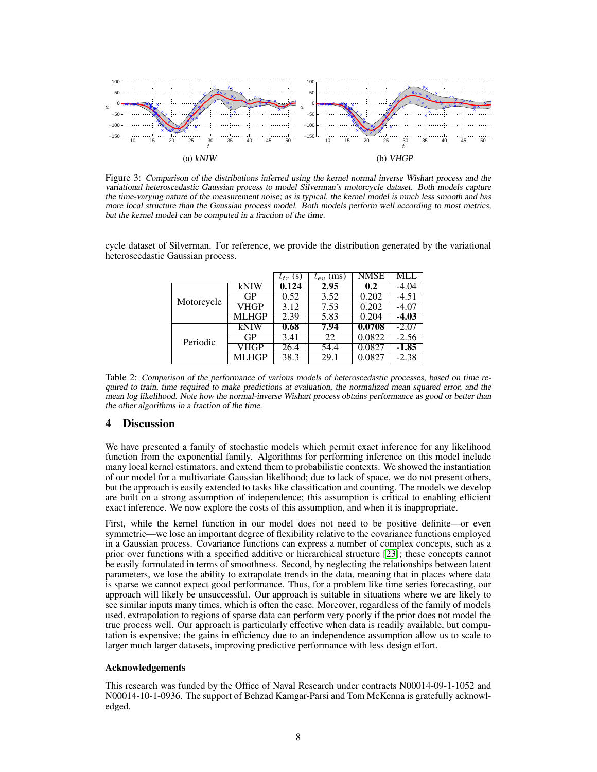(a) *kNIW*

(b) *VHGP*

Figure 3: *Comparison of the distributions inferred using the kernel normal inverse Wishart process and the variational heteroscedastic Gaussian process to model Silverman's motorcycle dataset. Both models capture the time-varying nature of the measurement noise; as is typical, the kernel model is much less smooth and has more local structure than the Gaussian process model. Both models perform well according to most metrics, but the kernel model can be computed in a fraction of the time.*

cycle dataset of Silverman. For reference, we provide the distribution generated by the variational heteroscedastic Gaussian process.

| | | $t_{tr}$ (s) | $t_{ev}$ (ms) | NMSE | MLL |
|---|---|---|---|---|---|
| Motorcycle | kNIW | **0.124** | **2.95** | **0.2** | -4.04 |
| | GP | 0.52 | 3.52 | 0.202 | -4.51 |
| | VHGP | 3.12 | 7.53 | 0.202 | -4.07 |
| | MLHGP | 2.39 | 5.83 | 0.204 | **-4.03** |
| Periodic | kNIW | **0.68** | **7.94** | **0.0708** | -2.07 |
| | GP | 3.41 | 22 | 0.0822 | -2.56 |
| | VHGP | 26.4 | 54.4 | 0.0827 | **-1.85** |
| | MLHGP | 38.3 | 29.1 | 0.0827 | -2.38 |

Table 2: *Comparison of the performance of various models of heteroscedastic processes, based on time required to train, time required to make predictions at evaluation, the normalized mean squared error, and the mean log likelihood. Note how the normal-inverse Wishart process obtains performance as good or better than the other algorithms in a fraction of the time.*

## 4 Discussion

We have presented a family of stochastic models which permit exact inference for any likelihood function from the exponential family. Algorithms for performing inference on this model include many local kernel estimators, and extend them to probabilistic contexts. We showed the instantiation of our model for a multivariate Gaussian likelihood; due to lack of space, we do not present others, but the approach is easily extended to tasks like classification and counting. The models we develop are built on a strong assumption of independence; this assumption is critical to enabling efficient exact inference. We now explore the costs of this assumption, and when it is inappropriate.

First, while the kernel function in our model does not need to be positive definite—or even symmetric—we lose an important degree of flexibility relative to the covariance functions employed in a Gaussian process. Covariance functions can express a number of complex concepts, such as a prior over functions with a specified additive or hierarchical structure [23]; these concepts cannot be easily formulated in terms of smoothness. Second, by neglecting the relationships between latent parameters, we lose the ability to extrapolate trends in the data, meaning that in places where data is sparse we cannot expect good performance. Thus, for a problem like time series forecasting, our approach will likely be unsuccessful. Our approach is suitable in situations where we are likely to see similar inputs many times, which is often the case. Moreover, regardless of the family of models used, extrapolation to regions of sparse data can perform very poorly if the prior does not model the true process well. Our approach is particularly effective when data is readily available, but computation is expensive; the gains in efficiency due to an independence assumption allow us to scale to larger much larger datasets, improving predictive performance with less design effort.

### Acknowledgements

This research was funded by the Office of Naval Research under contracts N00014-09-1-1052 and N00014-10-1-0936. The support of Behzad Kamgar-Parsi and Tom McKenna is gratefully acknowledged.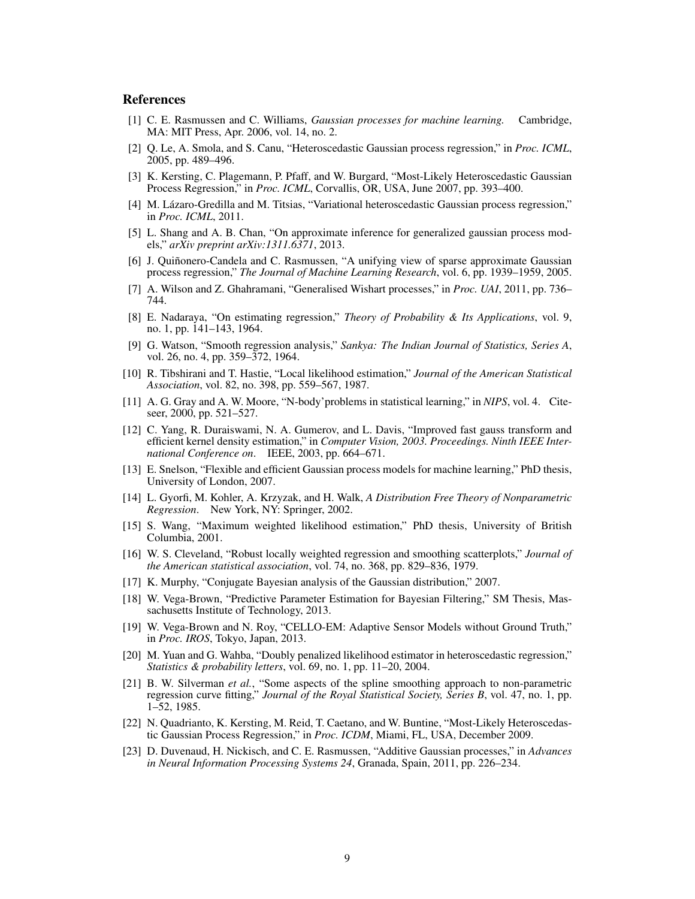## References

[1] C. E. Rasmussen and C. Williams, *Gaussian processes for machine learning.* Cambridge, MA: MIT Press, Apr. 2006, vol. 14, no. 2.

[2] Q. Le, A. Smola, and S. Canu, "Heteroscedastic Gaussian process regression," in *Proc. ICML*, 2005, pp. 489–496.

[3] K. Kersting, C. Plagemann, P. Pfaff, and W. Burgard, "Most-Likely Heteroscedastic Gaussian Process Regression," in *Proc. ICML*, Corvallis, OR, USA, June 2007, pp. 393–400.

[4] M. Lázaro-Gredilla and M. Titsias, "Variational heteroscedastic Gaussian process regression," in *Proc. ICML*, 2011.

[5] L. Shang and A. B. Chan, "On approximate inference for generalized gaussian process models," *arXiv preprint arXiv:1311.6371*, 2013.

[6] J. Quiñonero-Candela and C. Rasmussen, "A unifying view of sparse approximate Gaussian process regression," *The Journal of Machine Learning Research*, vol. 6, pp. 1939–1959, 2005.

[7] A. Wilson and Z. Ghahramani, "Generalised Wishart processes," in *Proc. UAI*, 2011, pp. 736–744.

[8] E. Nadaraya, "On estimating regression," *Theory of Probability & Its Applications*, vol. 9, no. 1, pp. 141–143, 1964.

[9] G. Watson, "Smooth regression analysis," *Sankya: The Indian Journal of Statistics, Series A*, vol. 26, no. 4, pp. 359–372, 1964.

[10] R. Tibshirani and T. Hastie, "Local likelihood estimation," *Journal of the American Statistical Association*, vol. 82, no. 398, pp. 559–567, 1987.

[11] A. G. Gray and A. W. Moore, "N-body'problems in statistical learning," in *NIPS*, vol. 4. Citeseer, 2000, pp. 521–527.

[12] C. Yang, R. Duraiswami, N. A. Gumerov, and L. Davis, "Improved fast gauss transform and efficient kernel density estimation," in *Computer Vision, 2003. Proceedings. Ninth IEEE International Conference on*. IEEE, 2003, pp. 664–671.

[13] E. Snelson, "Flexible and efficient Gaussian process models for machine learning," PhD thesis, University of London, 2007.

[14] L. Gyorfi, M. Kohler, A. Krzyzak, and H. Walk, *A Distribution Free Theory of Nonparametric Regression*. New York, NY: Springer, 2002.

[15] S. Wang, "Maximum weighted likelihood estimation," PhD thesis, University of British Columbia, 2001.

[16] W. S. Cleveland, "Robust locally weighted regression and smoothing scatterplots," *Journal of the American statistical association*, vol. 74, no. 368, pp. 829–836, 1979.

[17] K. Murphy, "Conjugate Bayesian analysis of the Gaussian distribution," 2007.

[18] W. Vega-Brown, "Predictive Parameter Estimation for Bayesian Filtering," SM Thesis, Massachusetts Institute of Technology, 2013.

[19] W. Vega-Brown and N. Roy, "CELLO-EM: Adaptive Sensor Models without Ground Truth," in *Proc. IROS*, Tokyo, Japan, 2013.

[20] M. Yuan and G. Wahba, "Doubly penalized likelihood estimator in heteroscedastic regression," *Statistics & probability letters*, vol. 69, no. 1, pp. 11–20, 2004.

[21] B. W. Silverman *et al.*, "Some aspects of the spline smoothing approach to non-parametric regression curve fitting," *Journal of the Royal Statistical Society, Series B*, vol. 47, no. 1, pp. 1–52, 1985.

[22] N. Quadrianto, K. Kersting, M. Reid, T. Caetano, and W. Buntine, "Most-Likely Heteroscedastic Gaussian Process Regression," in *Proc. ICDM*, Miami, FL, USA, December 2009.

[23] D. Duvenaud, H. Nickisch, and C. E. Rasmussen, "Additive Gaussian processes," in *Advances in Neural Information Processing Systems 24*, Granada, Spain, 2011, pp. 226–234.